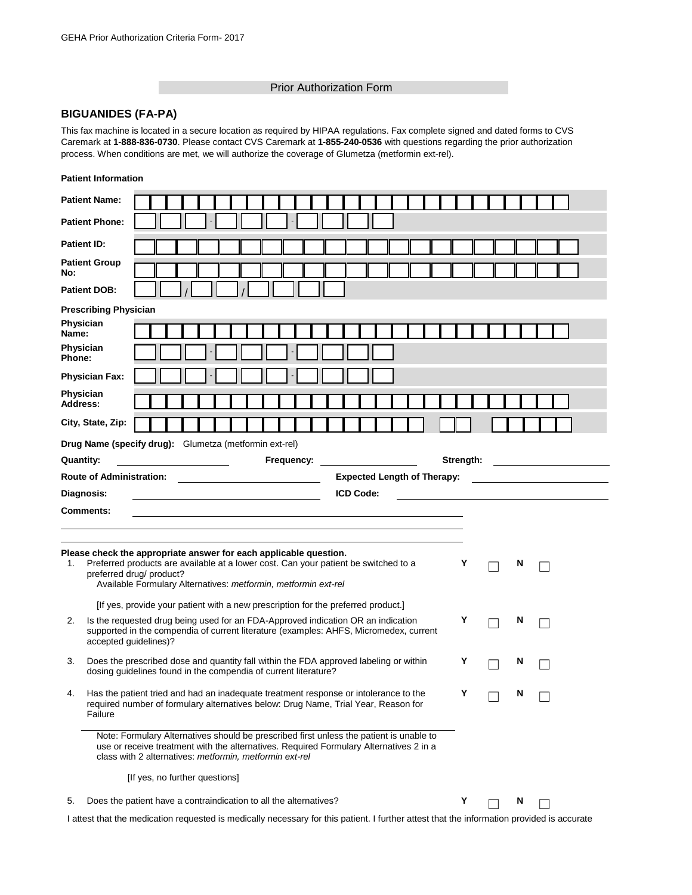GEHA Prior Authorization Criteria Form- 2017

Prior Authorization Form

## BIGUANIDES (FA-PA)

This fax machine is located in a secure location as required by HIPAA regulations. Fax complete signed and dated forms to CVS Caremark at **1-888-836-0730**. Please contact CVS Caremark at **1-855-240-0536** with questions regarding the prior authorization process. When conditions are met, we will authorize the coverage of Glumetza (metformin ext-rel).

**Patient Information**

| | |
|---|---|
| **Patient Name:** | |
| **Patient Phone:** | - - |
| **Patient ID:** | |
| **Patient Group No:** | |
| **Patient DOB:** | / / |

**Prescribing Physician**

| | |
|---|---|
| **Physician Name:** | |
| **Physician Phone:** | - - |
| **Physician Fax:** | - - |
| **Physician Address:** | |
| **City, State, Zip:** | |

**Drug Name (specify drug):** Glumetza (metformin ext-rel)

**Quantity:** ____________ **Frequency:** ____________ **Strength:** ____________

**Route of Administration:** ____________ **Expected Length of Therapy:** ____________

**Diagnosis:** ____________ **ICD Code:** ____________

**Comments:** ____________

**Please check the appropriate answer for each applicable question.**

1. Preferred products are available at a lower cost. Can your patient be switched to a preferred drug/ product? **Y** ☐ **N** ☐
   Available Formulary Alternatives: *metformin, metformin ext-rel*

   [If yes, provide your patient with a new prescription for the preferred product.]

2. Is the requested drug being used for an FDA-Approved indication OR an indication supported in the compendia of current literature (examples: AHFS, Micromedex, current accepted guidelines)? **Y** ☐ **N** ☐

3. Does the prescribed dose and quantity fall within the FDA approved labeling or within dosing guidelines found in the compendia of current literature? **Y** ☐ **N** ☐

4. Has the patient tried and had an inadequate treatment response or intolerance to the required number of formulary alternatives below: Drug Name, Trial Year, Reason for Failure **Y** ☐ **N** ☐

   ____________

   Note: Formulary Alternatives should be prescribed first unless the patient is unable to use or receive treatment with the alternatives. Required Formulary Alternatives 2 in a class with 2 alternatives: *metformin, metformin ext-rel*

   [If yes, no further questions]

5. Does the patient have a contraindication to all the alternatives? **Y** ☐ **N** ☐

I attest that the medication requested is medically necessary for this patient. I further attest that the information provided is accurate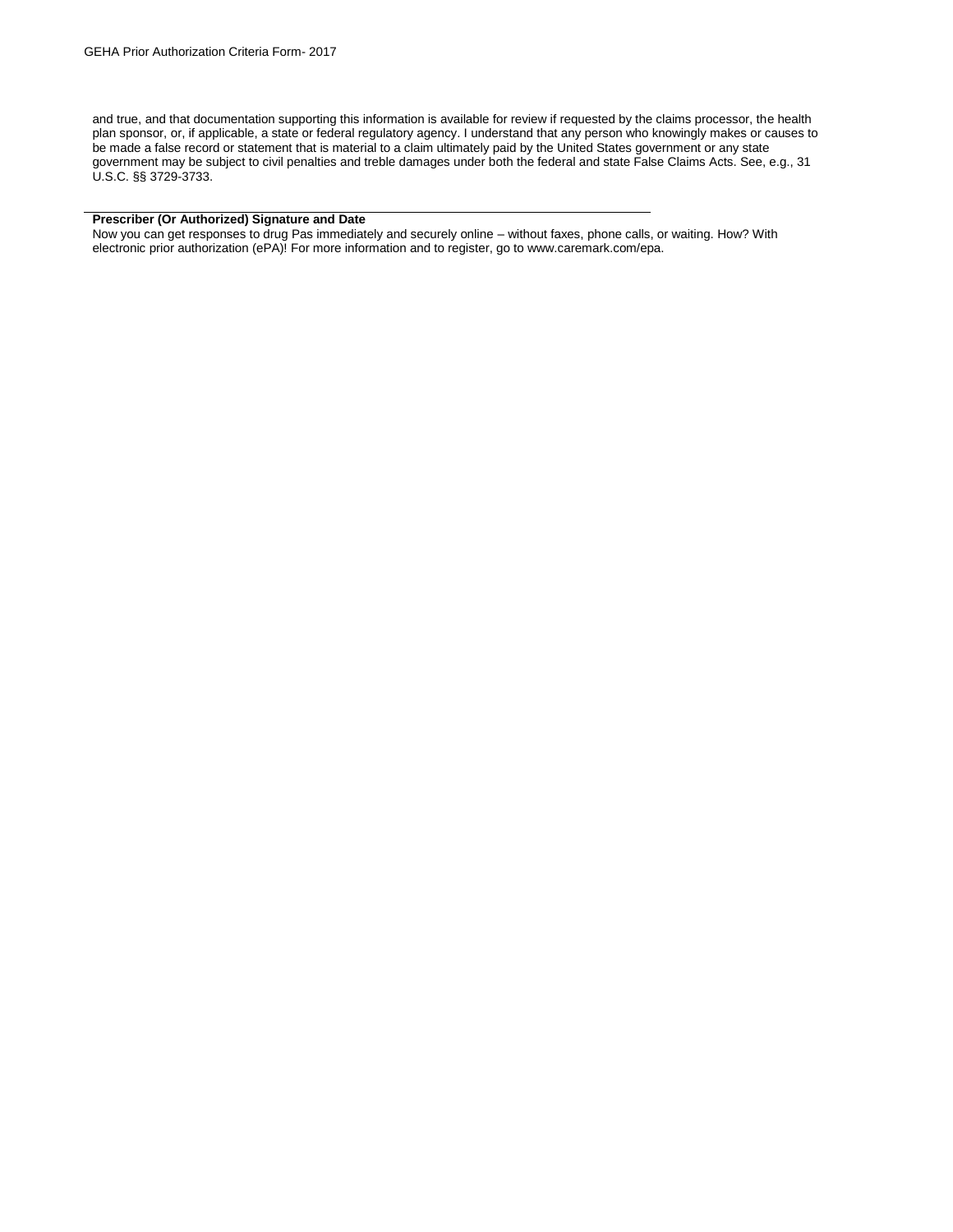and true, and that documentation supporting this information is available for review if requested by the claims processor, the health plan sponsor, or, if applicable, a state or federal regulatory agency. I understand that any person who knowingly makes or causes to be made a false record or statement that is material to a claim ultimately paid by the United States government or any state government may be subject to civil penalties and treble damages under both the federal and state False Claims Acts. See, e.g., 31 U.S.C. §§ 3729-3733.

\_\_\_\_\_\_\_\_\_\_\_\_\_\_\_\_\_\_\_\_\_\_\_\_\_\_\_\_\_\_\_\_\_\_\_\_\_\_\_\_\_\_\_\_\_\_\_\_\_\_\_\_\_\_\_\_

**Prescriber (Or Authorized) Signature and Date**

Now you can get responses to drug Pas immediately and securely online – without faxes, phone calls, or waiting. How? With electronic prior authorization (ePA)! For more information and to register, go to www.caremark.com/epa.